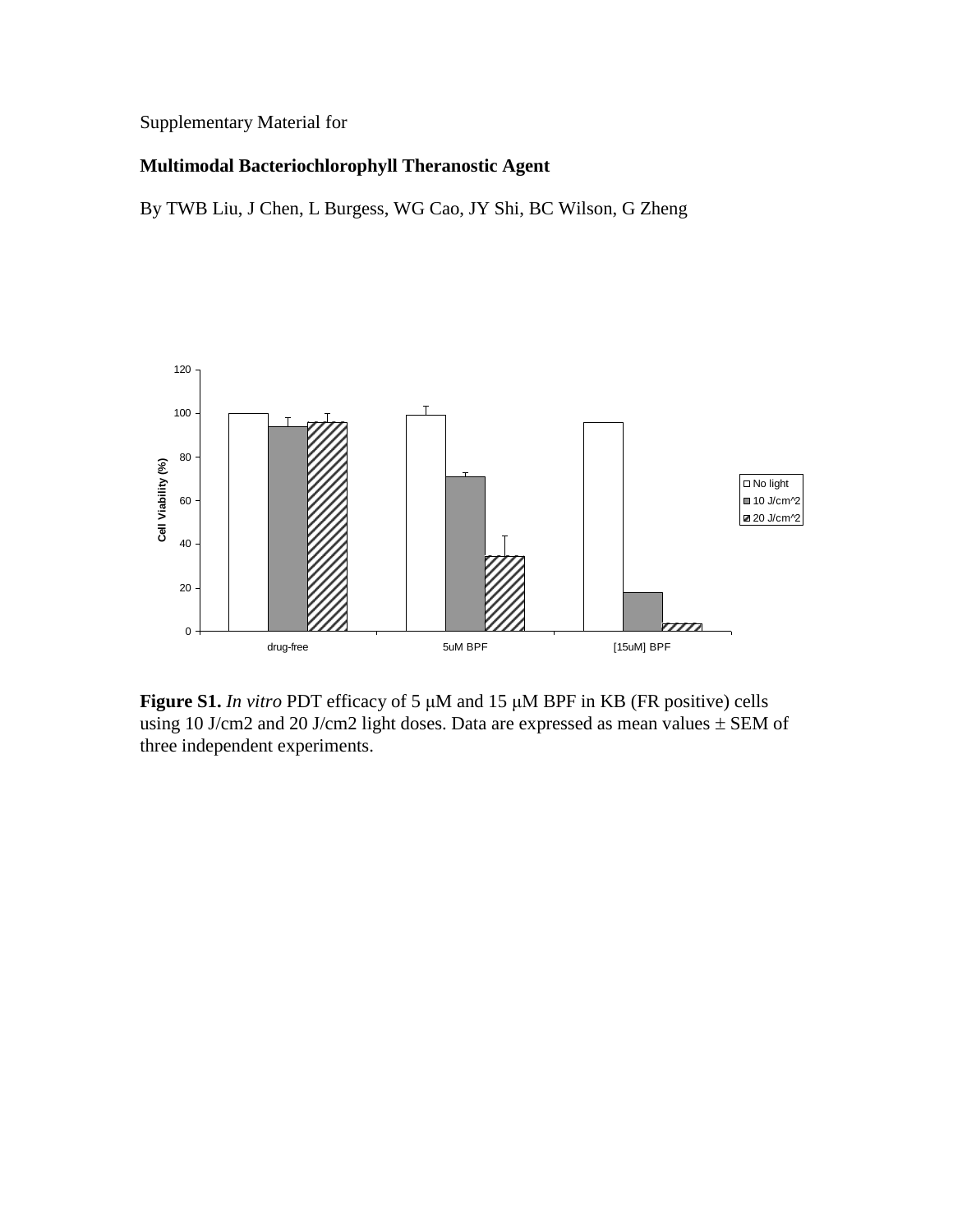Supplementary Material for

**Multimodal Bacteriochlorophyll Theranostic Agent**

By TWB Liu, J Chen, L Burgess, WG Cao, JY Shi, BC Wilson, G Zheng

**Figure S1.** *In vitro* PDT efficacy of 5 μM and 15 μM BPF in KB (FR positive) cells using 10 J/cm2 and 20 J/cm2 light doses. Data are expressed as mean values ± SEM of three independent experiments.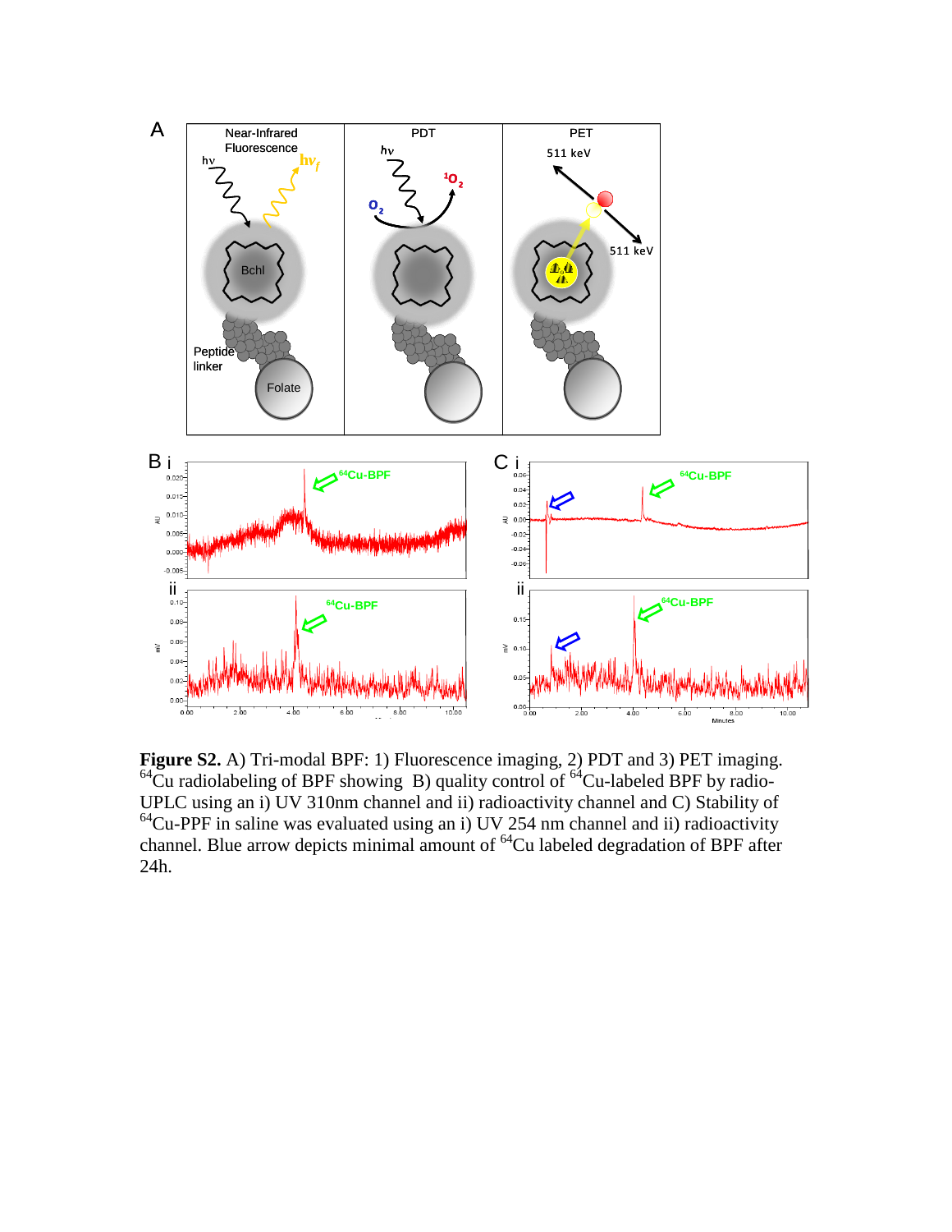**Figure S2.** A) Tri-modal BPF: 1) Fluorescence imaging, 2) PDT and 3) PET imaging. $^{64}$Cu radiolabeling of BPF showing B) quality control of $^{64}$Cu-labeled BPF by radio-UPLC using an i) UV 310nm channel and ii) radioactivity channel and C) Stability of $^{64}$Cu-PPF in saline was evaluated using an i) UV 254 nm channel and ii) radioactivity channel. Blue arrow depicts minimal amount of $^{64}$Cu labeled degradation of BPF after 24h.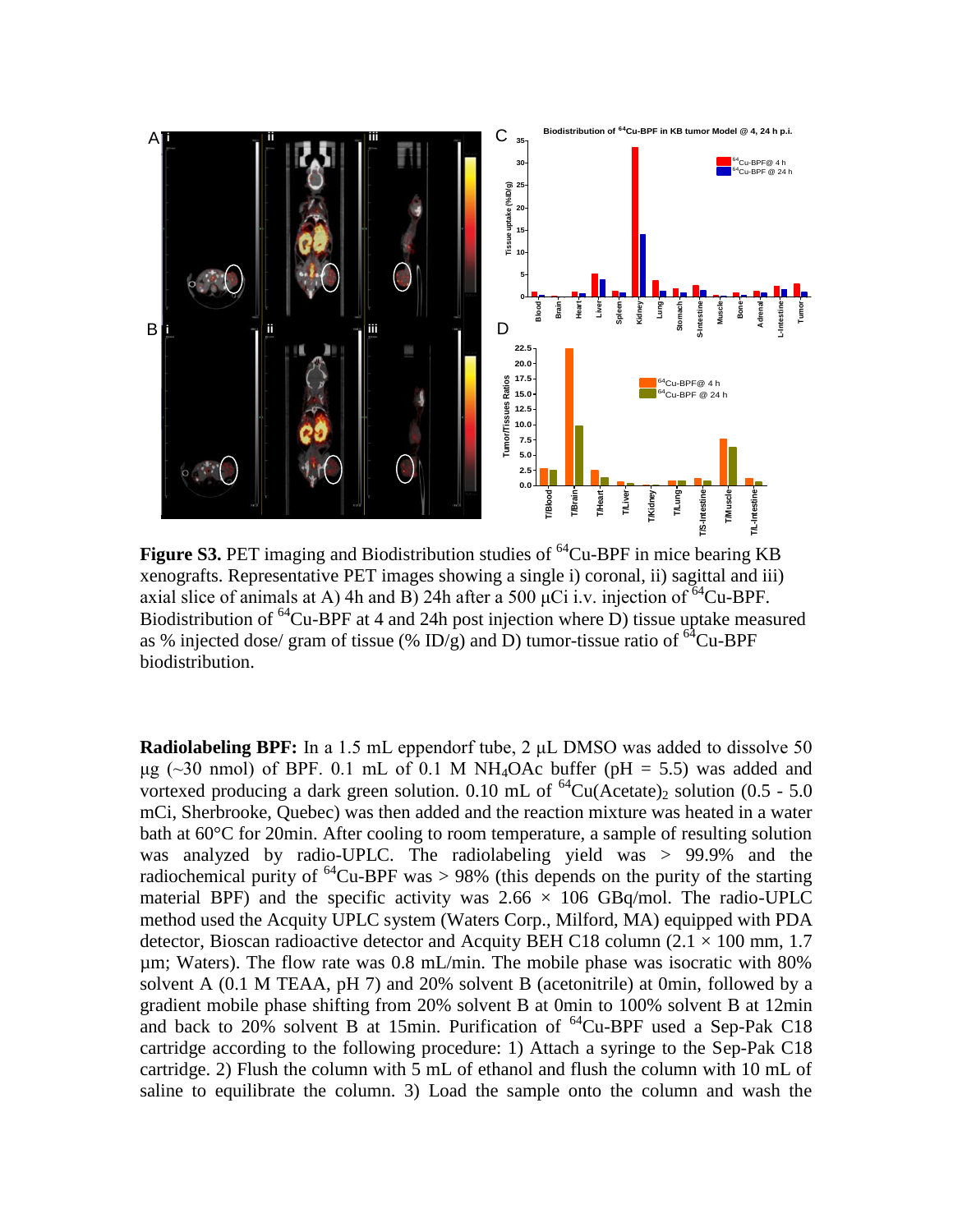**Figure S3.** PET imaging and Biodistribution studies of $^{64}$Cu-BPF in mice bearing KB xenografts. Representative PET images showing a single i) coronal, ii) sagittal and iii) axial slice of animals at A) 4h and B) 24h after a 500 μCi i.v. injection of $^{64}$Cu-BPF. Biodistribution of $^{64}$Cu-BPF at 4 and 24h post injection where D) tissue uptake measured as % injected dose/ gram of tissue (% ID/g) and D) tumor-tissue ratio of $^{64}$Cu-BPF biodistribution.

**Radiolabeling BPF:** In a 1.5 mL eppendorf tube, 2 μL DMSO was added to dissolve 50 μg (~30 nmol) of BPF. 0.1 mL of 0.1 M $NH_4OAc$ buffer (pH = 5.5) was added and vortexed producing a dark green solution. 0.10 mL of $^{64}Cu(Acetate)_2$ solution (0.5 - 5.0 mCi, Sherbrooke, Quebec) was then added and the reaction mixture was heated in a water bath at 60°C for 20min. After cooling to room temperature, a sample of resulting solution was analyzed by radio-UPLC. The radiolabeling yield was > 99.9% and the radiochemical purity of $^{64}$Cu-BPF was > 98% (this depends on the purity of the starting material BPF) and the specific activity was 2.66 × 106 GBq/mol. The radio-UPLC method used the Acquity UPLC system (Waters Corp., Milford, MA) equipped with PDA detector, Bioscan radioactive detector and Acquity BEH C18 column (2.1 × 100 mm, 1.7 μm; Waters). The flow rate was 0.8 mL/min. The mobile phase was isocratic with 80% solvent A (0.1 M TEAA, pH 7) and 20% solvent B (acetonitrile) at 0min, followed by a gradient mobile phase shifting from 20% solvent B at 0min to 100% solvent B at 12min and back to 20% solvent B at 15min. Purification of $^{64}$Cu-BPF used a Sep-Pak C18 cartridge according to the following procedure: 1) Attach a syringe to the Sep-Pak C18 cartridge. 2) Flush the column with 5 mL of ethanol and flush the column with 10 mL of saline to equilibrate the column. 3) Load the sample onto the column and wash the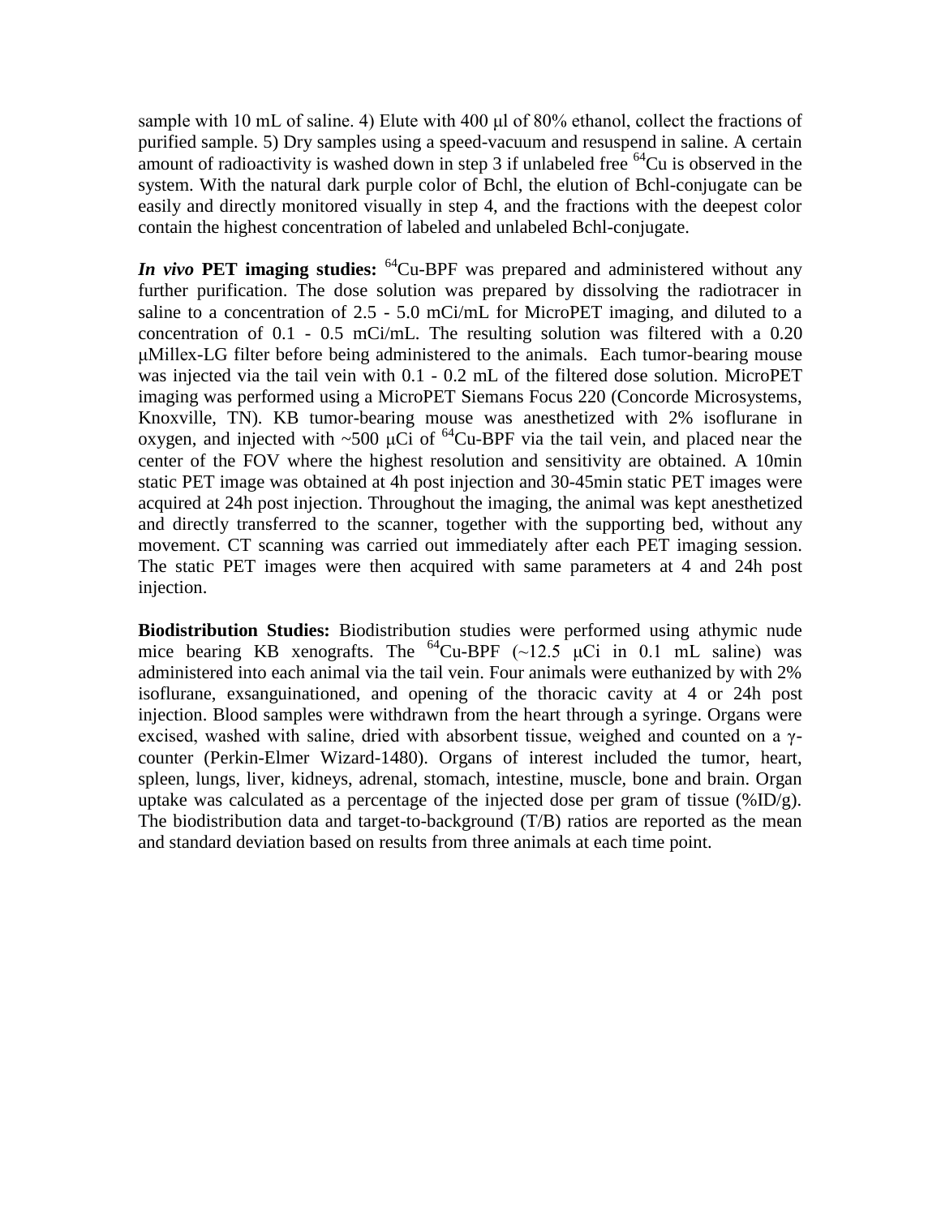sample with 10 mL of saline. 4) Elute with 400 μl of 80% ethanol, collect the fractions of purified sample. 5) Dry samples using a speed-vacuum and resuspend in saline. A certain amount of radioactivity is washed down in step 3 if unlabeled free $^{64}$Cu is observed in the system. With the natural dark purple color of Bchl, the elution of Bchl-conjugate can be easily and directly monitored visually in step 4, and the fractions with the deepest color contain the highest concentration of labeled and unlabeled Bchl-conjugate.

***In vivo* PET imaging studies:** $^{64}$Cu-BPF was prepared and administered without any further purification. The dose solution was prepared by dissolving the radiotracer in saline to a concentration of 2.5 - 5.0 mCi/mL for MicroPET imaging, and diluted to a concentration of 0.1 - 0.5 mCi/mL. The resulting solution was filtered with a 0.20 μMillex-LG filter before being administered to the animals. Each tumor-bearing mouse was injected via the tail vein with 0.1 - 0.2 mL of the filtered dose solution. MicroPET imaging was performed using a MicroPET Siemans Focus 220 (Concorde Microsystems, Knoxville, TN). KB tumor-bearing mouse was anesthetized with 2% isoflurane in oxygen, and injected with ~500 μCi of $^{64}$Cu-BPF via the tail vein, and placed near the center of the FOV where the highest resolution and sensitivity are obtained. A 10min static PET image was obtained at 4h post injection and 30-45min static PET images were acquired at 24h post injection. Throughout the imaging, the animal was kept anesthetized and directly transferred to the scanner, together with the supporting bed, without any movement. CT scanning was carried out immediately after each PET imaging session. The static PET images were then acquired with same parameters at 4 and 24h post injection.

**Biodistribution Studies:** Biodistribution studies were performed using athymic nude mice bearing KB xenografts. The $^{64}$Cu-BPF (~12.5 μCi in 0.1 mL saline) was administered into each animal via the tail vein. Four animals were euthanized by with 2% isoflurane, exsanguinationed, and opening of the thoracic cavity at 4 or 24h post injection. Blood samples were withdrawn from the heart through a syringe. Organs were excised, washed with saline, dried with absorbent tissue, weighed and counted on a γ-counter (Perkin-Elmer Wizard-1480). Organs of interest included the tumor, heart, spleen, lungs, liver, kidneys, adrenal, stomach, intestine, muscle, bone and brain. Organ uptake was calculated as a percentage of the injected dose per gram of tissue (%ID/g). The biodistribution data and target-to-background (T/B) ratios are reported as the mean and standard deviation based on results from three animals at each time point.